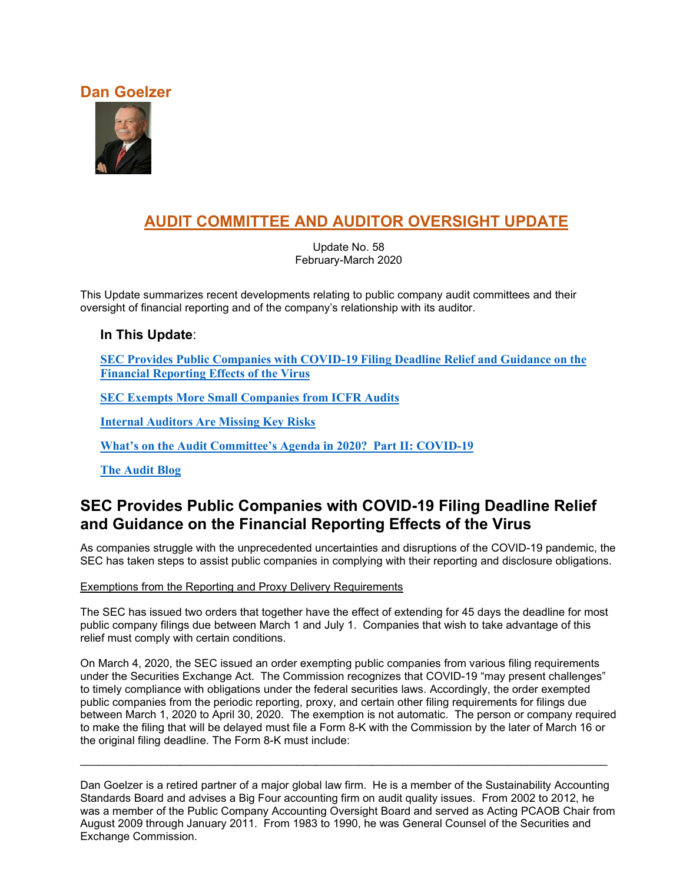**Dan Goelzer**

# AUDIT COMMITTEE AND AUDITOR OVERSIGHT UPDATE

Update No. 58
February-March 2020

This Update summarizes recent developments relating to public company audit committees and their oversight of financial reporting and of the company's relationship with its auditor.

### In This Update:

**SEC Provides Public Companies with COVID-19 Filing Deadline Relief and Guidance on the Financial Reporting Effects of the Virus**

**SEC Exempts More Small Companies from ICFR Audits**

**Internal Auditors Are Missing Key Risks**

**What's on the Audit Committee's Agenda in 2020? Part II: COVID-19**

**The Audit Blog**

## SEC Provides Public Companies with COVID-19 Filing Deadline Relief and Guidance on the Financial Reporting Effects of the Virus

As companies struggle with the unprecedented uncertainties and disruptions of the COVID-19 pandemic, the SEC has taken steps to assist public companies in complying with their reporting and disclosure obligations.

Exemptions from the Reporting and Proxy Delivery Requirements

The SEC has issued two orders that together have the effect of extending for 45 days the deadline for most public company filings due between March 1 and July 1. Companies that wish to take advantage of this relief must comply with certain conditions.

On March 4, 2020, the SEC issued an order exempting public companies from various filing requirements under the Securities Exchange Act. The Commission recognizes that COVID-19 "may present challenges" to timely compliance with obligations under the federal securities laws. Accordingly, the order exempted public companies from the periodic reporting, proxy, and certain other filing requirements for filings due between March 1, 2020 to April 30, 2020. The exemption is not automatic. The person or company required to make the filing that will be delayed must file a Form 8-K with the Commission by the later of March 16 or the original filing deadline. The Form 8-K must include:

---

Dan Goelzer is a retired partner of a major global law firm. He is a member of the Sustainability Accounting Standards Board and advises a Big Four accounting firm on audit quality issues. From 2002 to 2012, he was a member of the Public Company Accounting Oversight Board and served as Acting PCAOB Chair from August 2009 through January 2011. From 1983 to 1990, he was General Counsel of the Securities and Exchange Commission.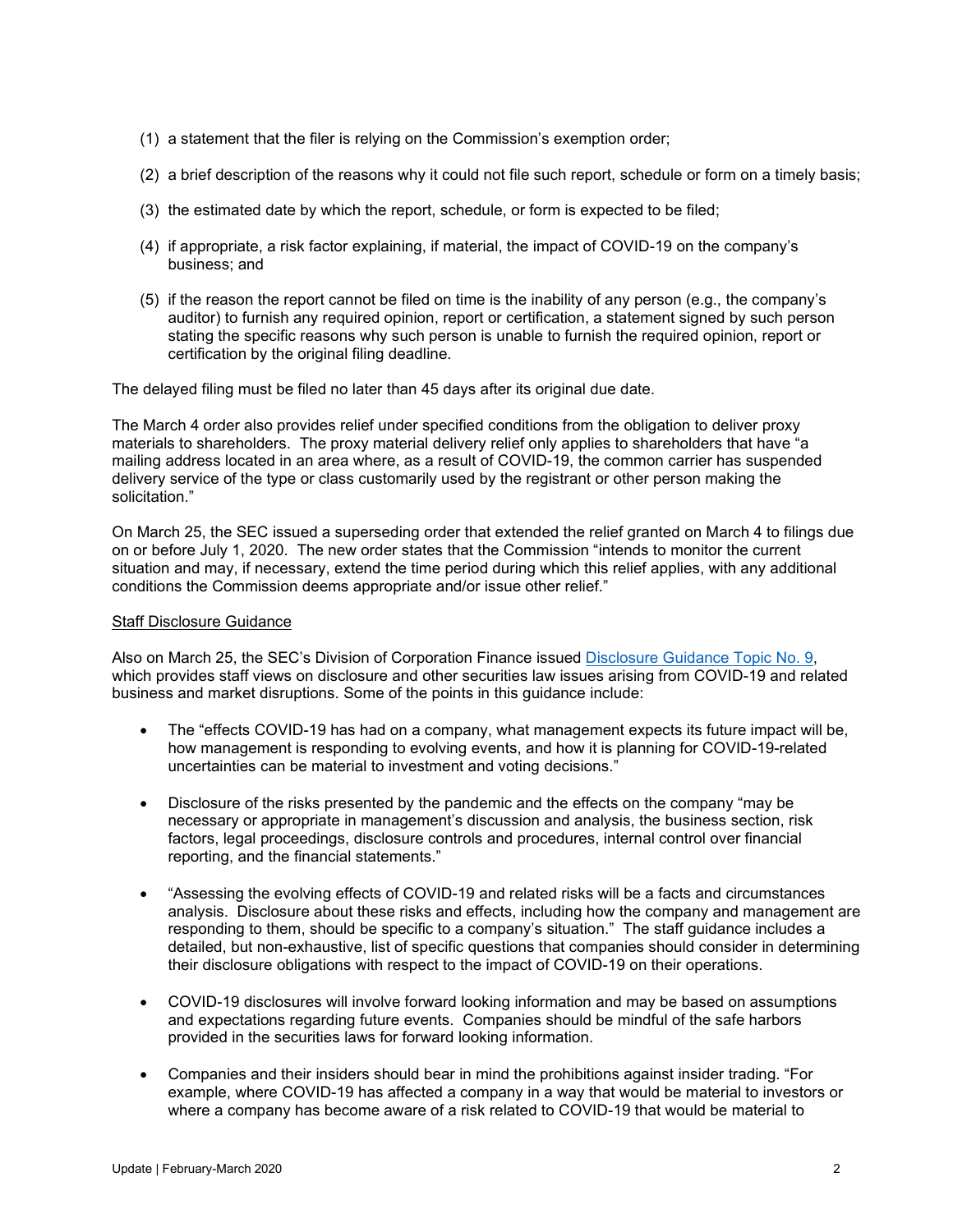(1) a statement that the filer is relying on the Commission's exemption order;

(2) a brief description of the reasons why it could not file such report, schedule or form on a timely basis;

(3) the estimated date by which the report, schedule, or form is expected to be filed;

(4) if appropriate, a risk factor explaining, if material, the impact of COVID-19 on the company's business; and

(5) if the reason the report cannot be filed on time is the inability of any person (e.g., the company's auditor) to furnish any required opinion, report or certification, a statement signed by such person stating the specific reasons why such person is unable to furnish the required opinion, report or certification by the original filing deadline.

The delayed filing must be filed no later than 45 days after its original due date.

The March 4 order also provides relief under specified conditions from the obligation to deliver proxy materials to shareholders. The proxy material delivery relief only applies to shareholders that have "a mailing address located in an area where, as a result of COVID-19, the common carrier has suspended delivery service of the type or class customarily used by the registrant or other person making the solicitation."

On March 25, the SEC issued a superseding order that extended the relief granted on March 4 to filings due on or before July 1, 2020. The new order states that the Commission "intends to monitor the current situation and may, if necessary, extend the time period during which this relief applies, with any additional conditions the Commission deems appropriate and/or issue other relief."

Staff Disclosure Guidance

Also on March 25, the SEC's Division of Corporation Finance issued Disclosure Guidance Topic No. 9, which provides staff views on disclosure and other securities law issues arising from COVID-19 and related business and market disruptions. Some of the points in this guidance include:

- The "effects COVID-19 has had on a company, what management expects its future impact will be, how management is responding to evolving events, and how it is planning for COVID-19-related uncertainties can be material to investment and voting decisions."

- Disclosure of the risks presented by the pandemic and the effects on the company "may be necessary or appropriate in management's discussion and analysis, the business section, risk factors, legal proceedings, disclosure controls and procedures, internal control over financial reporting, and the financial statements."

- "Assessing the evolving effects of COVID-19 and related risks will be a facts and circumstances analysis. Disclosure about these risks and effects, including how the company and management are responding to them, should be specific to a company's situation." The staff guidance includes a detailed, but non-exhaustive, list of specific questions that companies should consider in determining their disclosure obligations with respect to the impact of COVID-19 on their operations.

- COVID-19 disclosures will involve forward looking information and may be based on assumptions and expectations regarding future events. Companies should be mindful of the safe harbors provided in the securities laws for forward looking information.

- Companies and their insiders should bear in mind the prohibitions against insider trading. "For example, where COVID-19 has affected a company in a way that would be material to investors or where a company has become aware of a risk related to COVID-19 that would be material to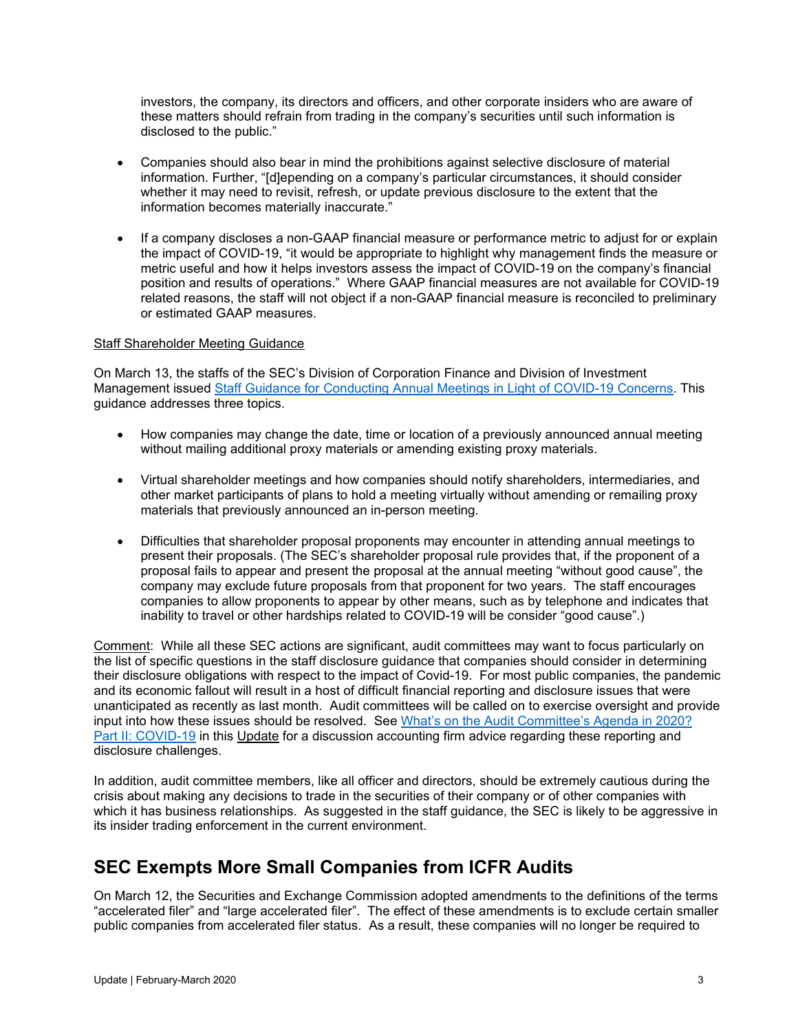investors, the company, its directors and officers, and other corporate insiders who are aware of these matters should refrain from trading in the company's securities until such information is disclosed to the public."

- Companies should also bear in mind the prohibitions against selective disclosure of material information. Further, "[d]epending on a company's particular circumstances, it should consider whether it may need to revisit, refresh, or update previous disclosure to the extent that the information becomes materially inaccurate."

- If a company discloses a non-GAAP financial measure or performance metric to adjust for or explain the impact of COVID-19, "it would be appropriate to highlight why management finds the measure or metric useful and how it helps investors assess the impact of COVID-19 on the company's financial position and results of operations." Where GAAP financial measures are not available for COVID-19 related reasons, the staff will not object if a non-GAAP financial measure is reconciled to preliminary or estimated GAAP measures.

Staff Shareholder Meeting Guidance

On March 13, the staffs of the SEC's Division of Corporation Finance and Division of Investment Management issued Staff Guidance for Conducting Annual Meetings in Light of COVID-19 Concerns. This guidance addresses three topics.

- How companies may change the date, time or location of a previously announced annual meeting without mailing additional proxy materials or amending existing proxy materials.

- Virtual shareholder meetings and how companies should notify shareholders, intermediaries, and other market participants of plans to hold a meeting virtually without amending or remailing proxy materials that previously announced an in-person meeting.

- Difficulties that shareholder proposal proponents may encounter in attending annual meetings to present their proposals. (The SEC's shareholder proposal rule provides that, if the proponent of a proposal fails to appear and present the proposal at the annual meeting "without good cause", the company may exclude future proposals from that proponent for two years. The staff encourages companies to allow proponents to appear by other means, such as by telephone and indicates that inability to travel or other hardships related to COVID-19 will be consider "good cause".)

Comment: While all these SEC actions are significant, audit committees may want to focus particularly on the list of specific questions in the staff disclosure guidance that companies should consider in determining their disclosure obligations with respect to the impact of Covid-19. For most public companies, the pandemic and its economic fallout will result in a host of difficult financial reporting and disclosure issues that were unanticipated as recently as last month. Audit committees will be called on to exercise oversight and provide input into how these issues should be resolved. See What's on the Audit Committee's Agenda in 2020? Part II: COVID-19 in this Update for a discussion accounting firm advice regarding these reporting and disclosure challenges.

In addition, audit committee members, like all officer and directors, should be extremely cautious during the crisis about making any decisions to trade in the securities of their company or of other companies with which it has business relationships. As suggested in the staff guidance, the SEC is likely to be aggressive in its insider trading enforcement in the current environment.

## SEC Exempts More Small Companies from ICFR Audits

On March 12, the Securities and Exchange Commission adopted amendments to the definitions of the terms "accelerated filer" and "large accelerated filer". The effect of these amendments is to exclude certain smaller public companies from accelerated filer status. As a result, these companies will no longer be required to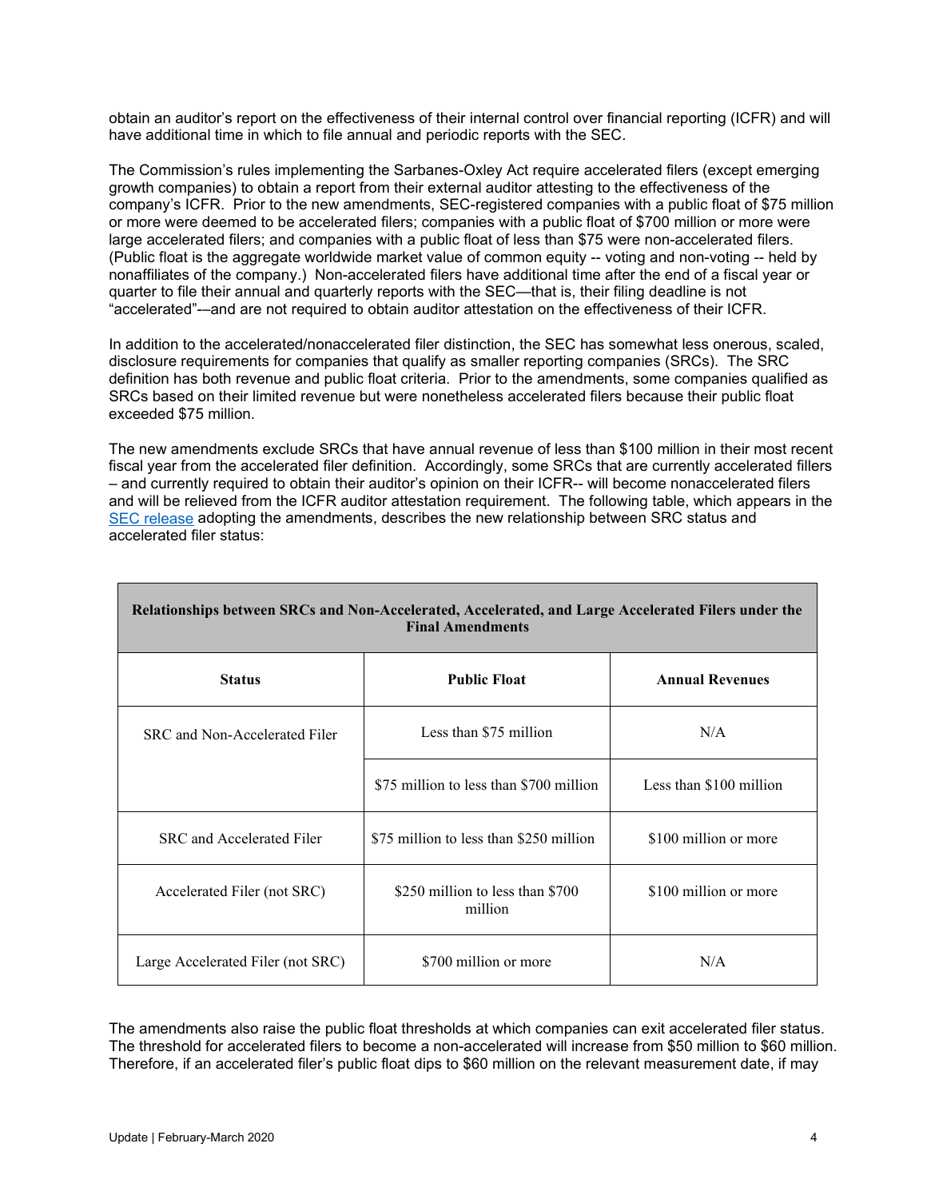obtain an auditor's report on the effectiveness of their internal control over financial reporting (ICFR) and will have additional time in which to file annual and periodic reports with the SEC.

The Commission's rules implementing the Sarbanes-Oxley Act require accelerated filers (except emerging growth companies) to obtain a report from their external auditor attesting to the effectiveness of the company's ICFR. Prior to the new amendments, SEC-registered companies with a public float of $75 million or more were deemed to be accelerated filers; companies with a public float of $700 million or more were large accelerated filers; and companies with a public float of less than $75 were non-accelerated filers. (Public float is the aggregate worldwide market value of common equity -- voting and non-voting -- held by nonaffiliates of the company.) Non-accelerated filers have additional time after the end of a fiscal year or quarter to file their annual and quarterly reports with the SEC—that is, their filing deadline is not "accelerated"-–and are not required to obtain auditor attestation on the effectiveness of their ICFR.

In addition to the accelerated/nonaccelerated filer distinction, the SEC has somewhat less onerous, scaled, disclosure requirements for companies that qualify as smaller reporting companies (SRCs). The SRC definition has both revenue and public float criteria. Prior to the amendments, some companies qualified as SRCs based on their limited revenue but were nonetheless accelerated filers because their public float exceeded $75 million.

The new amendments exclude SRCs that have annual revenue of less than $100 million in their most recent fiscal year from the accelerated filer definition. Accordingly, some SRCs that are currently accelerated fillers – and currently required to obtain their auditor's opinion on their ICFR-- will become nonaccelerated filers and will be relieved from the ICFR auditor attestation requirement. The following table, which appears in the SEC release adopting the amendments, describes the new relationship between SRC status and accelerated filer status:

**Relationships between SRCs and Non-Accelerated, Accelerated, and Large Accelerated Filers under the Final Amendments**

| Status | Public Float | Annual Revenues |
|---|---|---|
| SRC and Non-Accelerated Filer | Less than $75 million | N/A |
| | $75 million to less than $700 million | Less than $100 million |
| SRC and Accelerated Filer | $75 million to less than $250 million | $100 million or more |
| Accelerated Filer (not SRC) | $250 million to less than $700 million | $100 million or more |
| Large Accelerated Filer (not SRC) | $700 million or more | N/A |

The amendments also raise the public float thresholds at which companies can exit accelerated filer status. The threshold for accelerated filers to become a non-accelerated will increase from $50 million to $60 million. Therefore, if an accelerated filer's public float dips to $60 million on the relevant measurement date, if may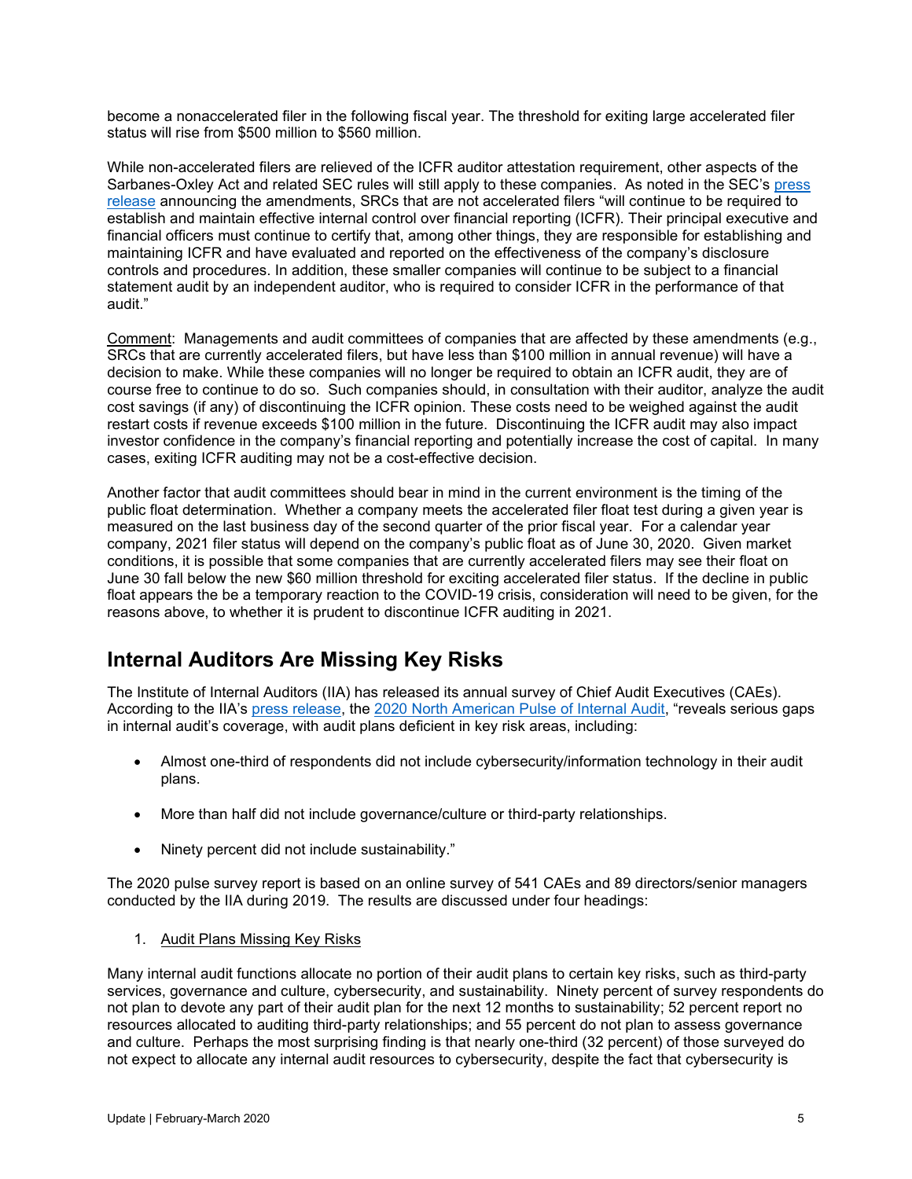become a nonaccelerated filer in the following fiscal year. The threshold for exiting large accelerated filer status will rise from $500 million to $560 million.

While non-accelerated filers are relieved of the ICFR auditor attestation requirement, other aspects of the Sarbanes-Oxley Act and related SEC rules will still apply to these companies. As noted in the SEC's press release announcing the amendments, SRCs that are not accelerated filers "will continue to be required to establish and maintain effective internal control over financial reporting (ICFR). Their principal executive and financial officers must continue to certify that, among other things, they are responsible for establishing and maintaining ICFR and have evaluated and reported on the effectiveness of the company's disclosure controls and procedures. In addition, these smaller companies will continue to be subject to a financial statement audit by an independent auditor, who is required to consider ICFR in the performance of that audit."

Comment: Managements and audit committees of companies that are affected by these amendments (e.g., SRCs that are currently accelerated filers, but have less than $100 million in annual revenue) will have a decision to make. While these companies will no longer be required to obtain an ICFR audit, they are of course free to continue to do so. Such companies should, in consultation with their auditor, analyze the audit cost savings (if any) of discontinuing the ICFR opinion. These costs need to be weighed against the audit restart costs if revenue exceeds $100 million in the future. Discontinuing the ICFR audit may also impact investor confidence in the company's financial reporting and potentially increase the cost of capital. In many cases, exiting ICFR auditing may not be a cost-effective decision.

Another factor that audit committees should bear in mind in the current environment is the timing of the public float determination. Whether a company meets the accelerated filer float test during a given year is measured on the last business day of the second quarter of the prior fiscal year. For a calendar year company, 2021 filer status will depend on the company's public float as of June 30, 2020. Given market conditions, it is possible that some companies that are currently accelerated filers may see their float on June 30 fall below the new $60 million threshold for exciting accelerated filer status. If the decline in public float appears the be a temporary reaction to the COVID-19 crisis, consideration will need to be given, for the reasons above, to whether it is prudent to discontinue ICFR auditing in 2021.

## Internal Auditors Are Missing Key Risks

The Institute of Internal Auditors (IIA) has released its annual survey of Chief Audit Executives (CAEs). According to the IIA's press release, the 2020 North American Pulse of Internal Audit, "reveals serious gaps in internal audit's coverage, with audit plans deficient in key risk areas, including:

- Almost one-third of respondents did not include cybersecurity/information technology in their audit plans.
- More than half did not include governance/culture or third-party relationships.
- Ninety percent did not include sustainability."

The 2020 pulse survey report is based on an online survey of 541 CAEs and 89 directors/senior managers conducted by the IIA during 2019. The results are discussed under four headings:

1. Audit Plans Missing Key Risks

Many internal audit functions allocate no portion of their audit plans to certain key risks, such as third-party services, governance and culture, cybersecurity, and sustainability. Ninety percent of survey respondents do not plan to devote any part of their audit plan for the next 12 months to sustainability; 52 percent report no resources allocated to auditing third-party relationships; and 55 percent do not plan to assess governance and culture. Perhaps the most surprising finding is that nearly one-third (32 percent) of those surveyed do not expect to allocate any internal audit resources to cybersecurity, despite the fact that cybersecurity is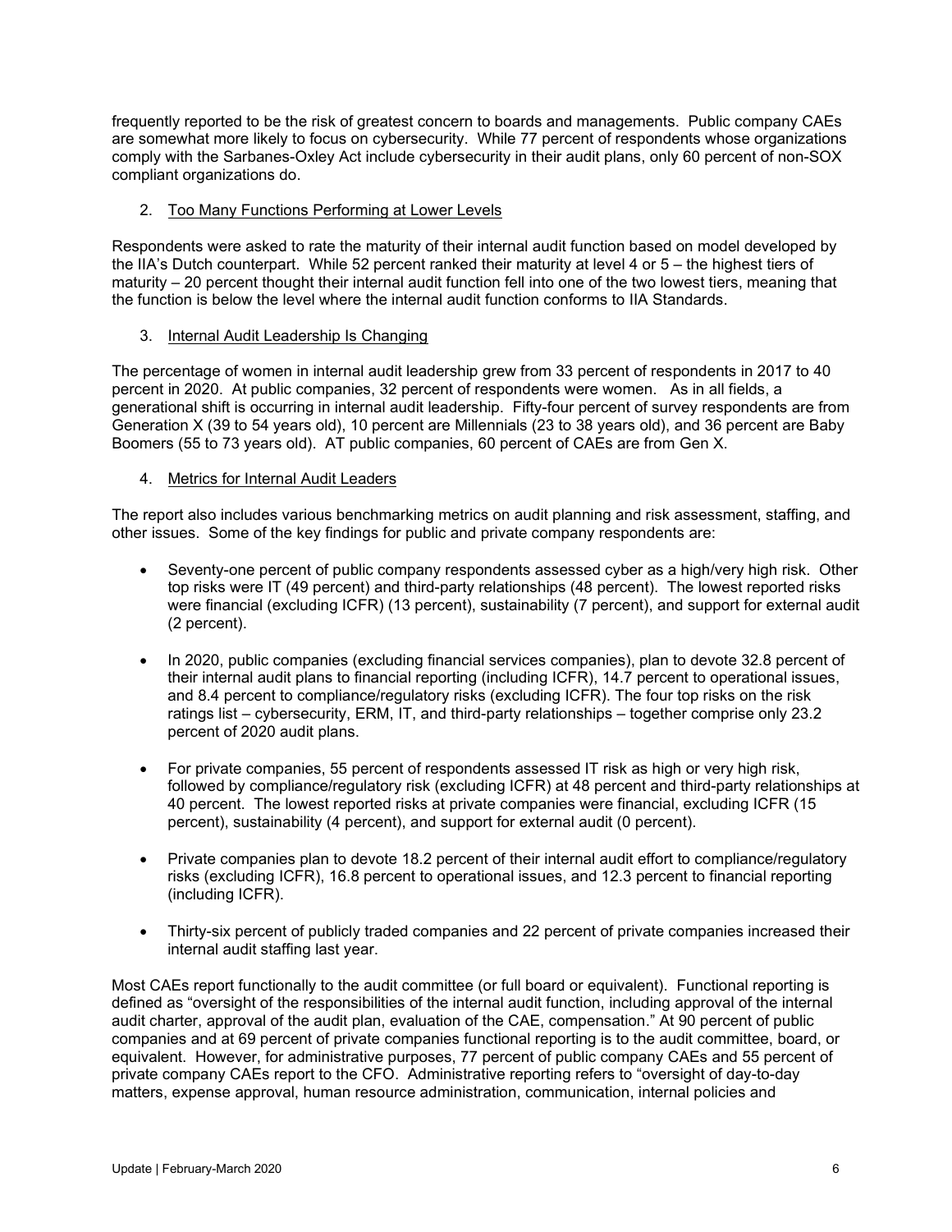frequently reported to be the risk of greatest concern to boards and managements. Public company CAEs are somewhat more likely to focus on cybersecurity. While 77 percent of respondents whose organizations comply with the Sarbanes-Oxley Act include cybersecurity in their audit plans, only 60 percent of non-SOX compliant organizations do.

2. Too Many Functions Performing at Lower Levels

Respondents were asked to rate the maturity of their internal audit function based on model developed by the IIA's Dutch counterpart. While 52 percent ranked their maturity at level 4 or 5 – the highest tiers of maturity – 20 percent thought their internal audit function fell into one of the two lowest tiers, meaning that the function is below the level where the internal audit function conforms to IIA Standards.

3. Internal Audit Leadership Is Changing

The percentage of women in internal audit leadership grew from 33 percent of respondents in 2017 to 40 percent in 2020. At public companies, 32 percent of respondents were women. As in all fields, a generational shift is occurring in internal audit leadership. Fifty-four percent of survey respondents are from Generation X (39 to 54 years old), 10 percent are Millennials (23 to 38 years old), and 36 percent are Baby Boomers (55 to 73 years old). AT public companies, 60 percent of CAEs are from Gen X.

4. Metrics for Internal Audit Leaders

The report also includes various benchmarking metrics on audit planning and risk assessment, staffing, and other issues. Some of the key findings for public and private company respondents are:

- Seventy-one percent of public company respondents assessed cyber as a high/very high risk. Other top risks were IT (49 percent) and third-party relationships (48 percent). The lowest reported risks were financial (excluding ICFR) (13 percent), sustainability (7 percent), and support for external audit (2 percent).

- In 2020, public companies (excluding financial services companies), plan to devote 32.8 percent of their internal audit plans to financial reporting (including ICFR), 14.7 percent to operational issues, and 8.4 percent to compliance/regulatory risks (excluding ICFR). The four top risks on the risk ratings list – cybersecurity, ERM, IT, and third-party relationships – together comprise only 23.2 percent of 2020 audit plans.

- For private companies, 55 percent of respondents assessed IT risk as high or very high risk, followed by compliance/regulatory risk (excluding ICFR) at 48 percent and third-party relationships at 40 percent. The lowest reported risks at private companies were financial, excluding ICFR (15 percent), sustainability (4 percent), and support for external audit (0 percent).

- Private companies plan to devote 18.2 percent of their internal audit effort to compliance/regulatory risks (excluding ICFR), 16.8 percent to operational issues, and 12.3 percent to financial reporting (including ICFR).

- Thirty-six percent of publicly traded companies and 22 percent of private companies increased their internal audit staffing last year.

Most CAEs report functionally to the audit committee (or full board or equivalent). Functional reporting is defined as "oversight of the responsibilities of the internal audit function, including approval of the internal audit charter, approval of the audit plan, evaluation of the CAE, compensation." At 90 percent of public companies and at 69 percent of private companies functional reporting is to the audit committee, board, or equivalent. However, for administrative purposes, 77 percent of public company CAEs and 55 percent of private company CAEs report to the CFO. Administrative reporting refers to "oversight of day-to-day matters, expense approval, human resource administration, communication, internal policies and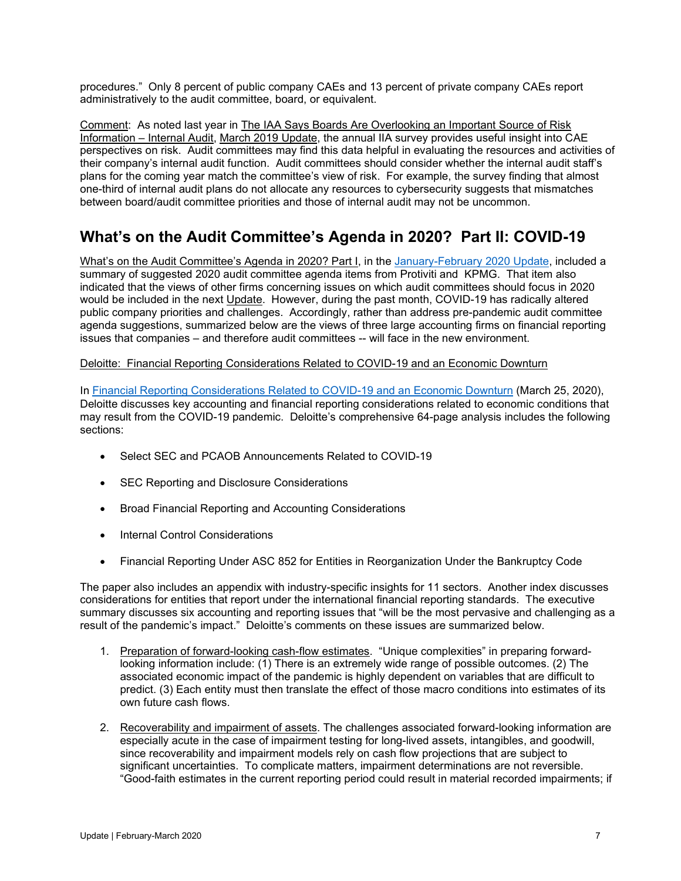procedures." Only 8 percent of public company CAEs and 13 percent of private company CAEs report administratively to the audit committee, board, or equivalent.

Comment: As noted last year in The IAA Says Boards Are Overlooking an Important Source of Risk Information – Internal Audit, March 2019 Update, the annual IIA survey provides useful insight into CAE perspectives on risk. Audit committees may find this data helpful in evaluating the resources and activities of their company's internal audit function. Audit committees should consider whether the internal audit staff's plans for the coming year match the committee's view of risk. For example, the survey finding that almost one-third of internal audit plans do not allocate any resources to cybersecurity suggests that mismatches between board/audit committee priorities and those of internal audit may not be uncommon.

## What's on the Audit Committee's Agenda in 2020? Part II: COVID-19

What's on the Audit Committee's Agenda in 2020? Part I, in the January-February 2020 Update, included a summary of suggested 2020 audit committee agenda items from Protiviti and KPMG. That item also indicated that the views of other firms concerning issues on which audit committees should focus in 2020 would be included in the next Update. However, during the past month, COVID-19 has radically altered public company priorities and challenges. Accordingly, rather than address pre-pandemic audit committee agenda suggestions, summarized below are the views of three large accounting firms on financial reporting issues that companies – and therefore audit committees -- will face in the new environment.

Deloitte: Financial Reporting Considerations Related to COVID-19 and an Economic Downturn

In Financial Reporting Considerations Related to COVID-19 and an Economic Downturn (March 25, 2020), Deloitte discusses key accounting and financial reporting considerations related to economic conditions that may result from the COVID-19 pandemic. Deloitte's comprehensive 64-page analysis includes the following sections:

- Select SEC and PCAOB Announcements Related to COVID-19
- SEC Reporting and Disclosure Considerations
- Broad Financial Reporting and Accounting Considerations
- Internal Control Considerations
- Financial Reporting Under ASC 852 for Entities in Reorganization Under the Bankruptcy Code

The paper also includes an appendix with industry-specific insights for 11 sectors. Another index discusses considerations for entities that report under the international financial reporting standards. The executive summary discusses six accounting and reporting issues that "will be the most pervasive and challenging as a result of the pandemic's impact." Deloitte's comments on these issues are summarized below.

1. Preparation of forward-looking cash-flow estimates. "Unique complexities" in preparing forward-looking information include: (1) There is an extremely wide range of possible outcomes. (2) The associated economic impact of the pandemic is highly dependent on variables that are difficult to predict. (3) Each entity must then translate the effect of those macro conditions into estimates of its own future cash flows.

2. Recoverability and impairment of assets. The challenges associated forward-looking information are especially acute in the case of impairment testing for long-lived assets, intangibles, and goodwill, since recoverability and impairment models rely on cash flow projections that are subject to significant uncertainties. To complicate matters, impairment determinations are not reversible. "Good-faith estimates in the current reporting period could result in material recorded impairments; if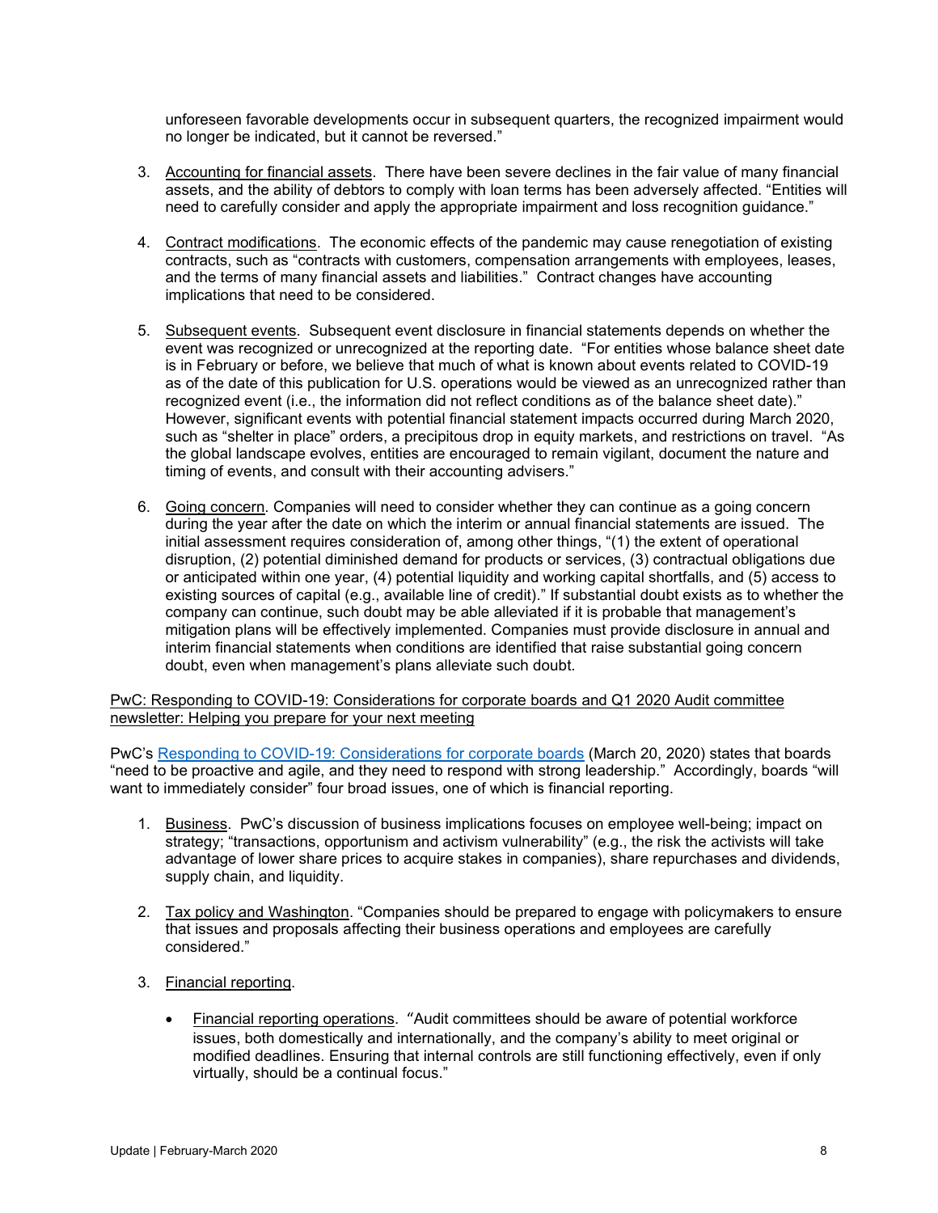unforeseen favorable developments occur in subsequent quarters, the recognized impairment would no longer be indicated, but it cannot be reversed."

3. Accounting for financial assets. There have been severe declines in the fair value of many financial assets, and the ability of debtors to comply with loan terms has been adversely affected. "Entities will need to carefully consider and apply the appropriate impairment and loss recognition guidance."

4. Contract modifications. The economic effects of the pandemic may cause renegotiation of existing contracts, such as "contracts with customers, compensation arrangements with employees, leases, and the terms of many financial assets and liabilities." Contract changes have accounting implications that need to be considered.

5. Subsequent events. Subsequent event disclosure in financial statements depends on whether the event was recognized or unrecognized at the reporting date. "For entities whose balance sheet date is in February or before, we believe that much of what is known about events related to COVID-19 as of the date of this publication for U.S. operations would be viewed as an unrecognized rather than recognized event (i.e., the information did not reflect conditions as of the balance sheet date)." However, significant events with potential financial statement impacts occurred during March 2020, such as "shelter in place" orders, a precipitous drop in equity markets, and restrictions on travel. "As the global landscape evolves, entities are encouraged to remain vigilant, document the nature and timing of events, and consult with their accounting advisers."

6. Going concern. Companies will need to consider whether they can continue as a going concern during the year after the date on which the interim or annual financial statements are issued. The initial assessment requires consideration of, among other things, "(1) the extent of operational disruption, (2) potential diminished demand for products or services, (3) contractual obligations due or anticipated within one year, (4) potential liquidity and working capital shortfalls, and (5) access to existing sources of capital (e.g., available line of credit)." If substantial doubt exists as to whether the company can continue, such doubt may be able alleviated if it is probable that management's mitigation plans will be effectively implemented. Companies must provide disclosure in annual and interim financial statements when conditions are identified that raise substantial going concern doubt, even when management's plans alleviate such doubt.

PwC: Responding to COVID-19: Considerations for corporate boards and Q1 2020 Audit committee newsletter: Helping you prepare for your next meeting

PwC's Responding to COVID-19: Considerations for corporate boards (March 20, 2020) states that boards "need to be proactive and agile, and they need to respond with strong leadership." Accordingly, boards "will want to immediately consider" four broad issues, one of which is financial reporting.

1. Business. PwC's discussion of business implications focuses on employee well-being; impact on strategy; "transactions, opportunism and activism vulnerability" (e.g., the risk the activists will take advantage of lower share prices to acquire stakes in companies), share repurchases and dividends, supply chain, and liquidity.

2. Tax policy and Washington. "Companies should be prepared to engage with policymakers to ensure that issues and proposals affecting their business operations and employees are carefully considered."

3. Financial reporting.

   - Financial reporting operations. "Audit committees should be aware of potential workforce issues, both domestically and internationally, and the company's ability to meet original or modified deadlines. Ensuring that internal controls are still functioning effectively, even if only virtually, should be a continual focus."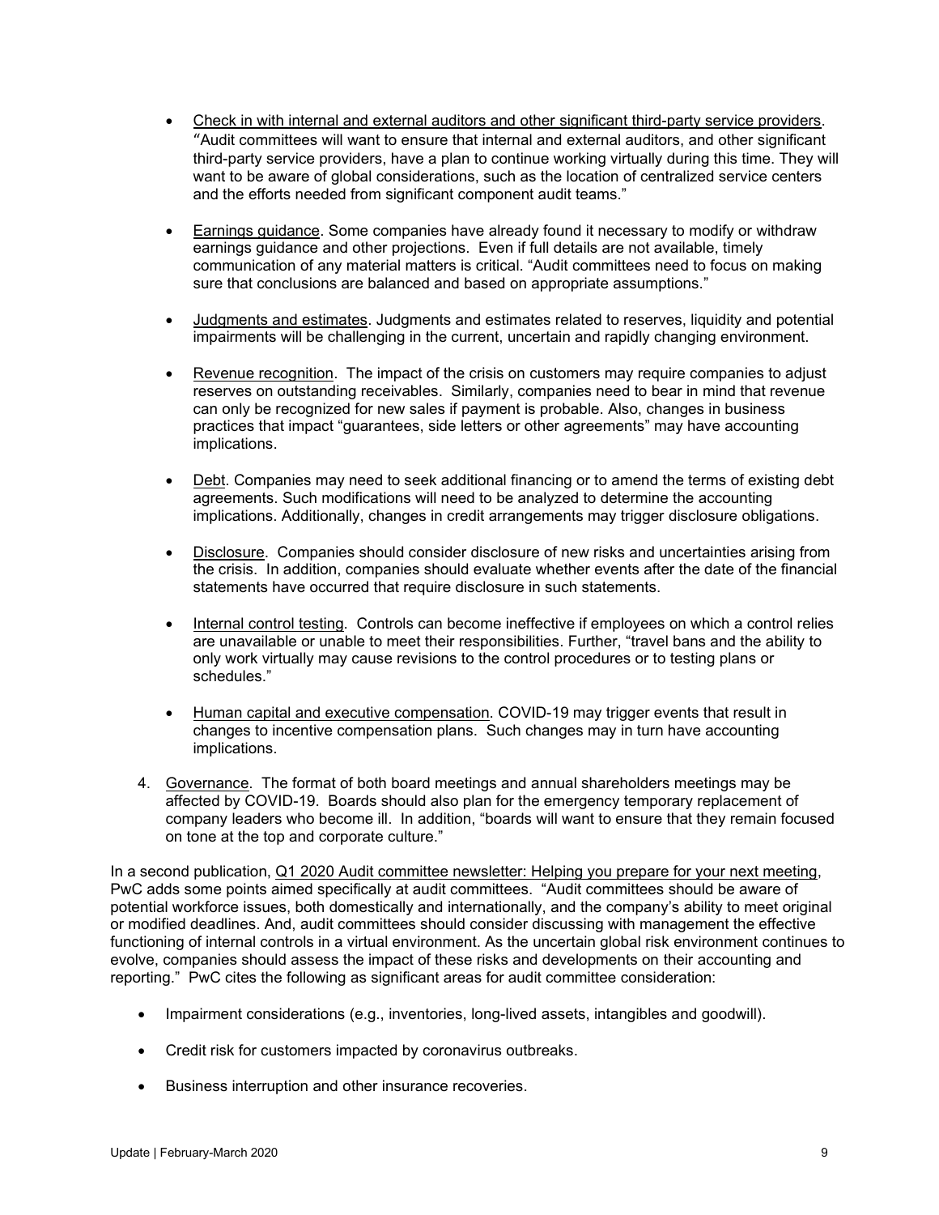- Check in with internal and external auditors and other significant third-party service providers. "Audit committees will want to ensure that internal and external auditors, and other significant third-party service providers, have a plan to continue working virtually during this time. They will want to be aware of global considerations, such as the location of centralized service centers and the efforts needed from significant component audit teams."

- Earnings guidance. Some companies have already found it necessary to modify or withdraw earnings guidance and other projections. Even if full details are not available, timely communication of any material matters is critical. "Audit committees need to focus on making sure that conclusions are balanced and based on appropriate assumptions."

- Judgments and estimates. Judgments and estimates related to reserves, liquidity and potential impairments will be challenging in the current, uncertain and rapidly changing environment.

- Revenue recognition. The impact of the crisis on customers may require companies to adjust reserves on outstanding receivables. Similarly, companies need to bear in mind that revenue can only be recognized for new sales if payment is probable. Also, changes in business practices that impact "guarantees, side letters or other agreements" may have accounting implications.

- Debt. Companies may need to seek additional financing or to amend the terms of existing debt agreements. Such modifications will need to be analyzed to determine the accounting implications. Additionally, changes in credit arrangements may trigger disclosure obligations.

- Disclosure. Companies should consider disclosure of new risks and uncertainties arising from the crisis. In addition, companies should evaluate whether events after the date of the financial statements have occurred that require disclosure in such statements.

- Internal control testing. Controls can become ineffective if employees on which a control relies are unavailable or unable to meet their responsibilities. Further, "travel bans and the ability to only work virtually may cause revisions to the control procedures or to testing plans or schedules."

- Human capital and executive compensation. COVID-19 may trigger events that result in changes to incentive compensation plans. Such changes may in turn have accounting implications.

4. Governance. The format of both board meetings and annual shareholders meetings may be affected by COVID-19. Boards should also plan for the emergency temporary replacement of company leaders who become ill. In addition, "boards will want to ensure that they remain focused on tone at the top and corporate culture."

In a second publication, Q1 2020 Audit committee newsletter: Helping you prepare for your next meeting, PwC adds some points aimed specifically at audit committees. "Audit committees should be aware of potential workforce issues, both domestically and internationally, and the company's ability to meet original or modified deadlines. And, audit committees should consider discussing with management the effective functioning of internal controls in a virtual environment. As the uncertain global risk environment continues to evolve, companies should assess the impact of these risks and developments on their accounting and reporting." PwC cites the following as significant areas for audit committee consideration:

- Impairment considerations (e.g., inventories, long-lived assets, intangibles and goodwill).

- Credit risk for customers impacted by coronavirus outbreaks.

- Business interruption and other insurance recoveries.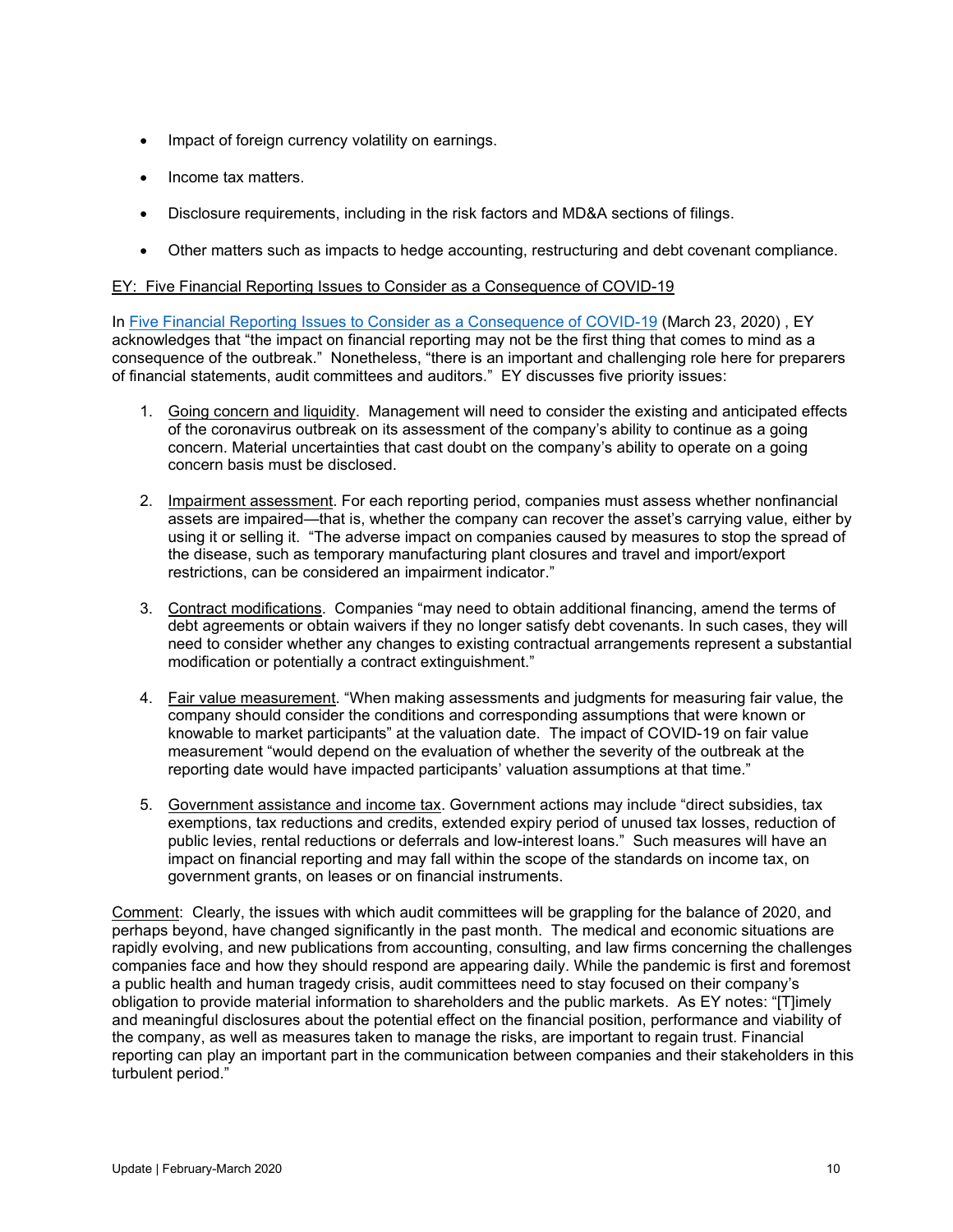- Impact of foreign currency volatility on earnings.
- Income tax matters.
- Disclosure requirements, including in the risk factors and MD&A sections of filings.
- Other matters such as impacts to hedge accounting, restructuring and debt covenant compliance.

<u>EY: Five Financial Reporting Issues to Consider as a Consequence of COVID-19</u>

In [Five Financial Reporting Issues to Consider as a Consequence of COVID-19](#) (March 23, 2020) , EY acknowledges that "the impact on financial reporting may not be the first thing that comes to mind as a consequence of the outbreak." Nonetheless, "there is an important and challenging role here for preparers of financial statements, audit committees and auditors." EY discusses five priority issues:

1. <u>Going concern and liquidity</u>. Management will need to consider the existing and anticipated effects of the coronavirus outbreak on its assessment of the company's ability to continue as a going concern. Material uncertainties that cast doubt on the company's ability to operate on a going concern basis must be disclosed.

2. <u>Impairment assessment</u>. For each reporting period, companies must assess whether nonfinancial assets are impaired—that is, whether the company can recover the asset's carrying value, either by using it or selling it. "The adverse impact on companies caused by measures to stop the spread of the disease, such as temporary manufacturing plant closures and travel and import/export restrictions, can be considered an impairment indicator."

3. <u>Contract modifications</u>. Companies "may need to obtain additional financing, amend the terms of debt agreements or obtain waivers if they no longer satisfy debt covenants. In such cases, they will need to consider whether any changes to existing contractual arrangements represent a substantial modification or potentially a contract extinguishment."

4. <u>Fair value measurement</u>. "When making assessments and judgments for measuring fair value, the company should consider the conditions and corresponding assumptions that were known or knowable to market participants" at the valuation date. The impact of COVID-19 on fair value measurement "would depend on the evaluation of whether the severity of the outbreak at the reporting date would have impacted participants' valuation assumptions at that time."

5. <u>Government assistance and income tax</u>. Government actions may include "direct subsidies, tax exemptions, tax reductions and credits, extended expiry period of unused tax losses, reduction of public levies, rental reductions or deferrals and low-interest loans." Such measures will have an impact on financial reporting and may fall within the scope of the standards on income tax, on government grants, on leases or on financial instruments.

<u>Comment</u>: Clearly, the issues with which audit committees will be grappling for the balance of 2020, and perhaps beyond, have changed significantly in the past month. The medical and economic situations are rapidly evolving, and new publications from accounting, consulting, and law firms concerning the challenges companies face and how they should respond are appearing daily. While the pandemic is first and foremost a public health and human tragedy crisis, audit committees need to stay focused on their company's obligation to provide material information to shareholders and the public markets. As EY notes: "[T]imely and meaningful disclosures about the potential effect on the financial position, performance and viability of the company, as well as measures taken to manage the risks, are important to regain trust. Financial reporting can play an important part in the communication between companies and their stakeholders in this turbulent period."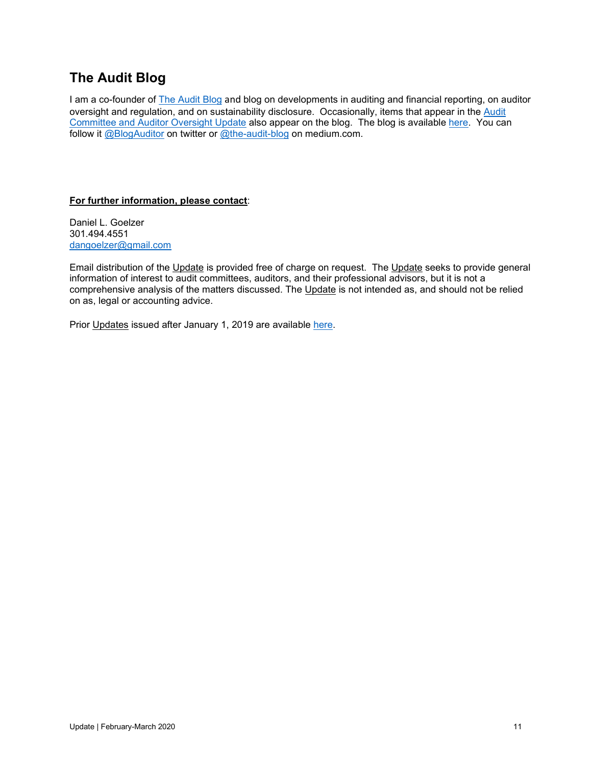## The Audit Blog

I am a co-founder of The Audit Blog and blog on developments in auditing and financial reporting, on auditor oversight and regulation, and on sustainability disclosure. Occasionally, items that appear in the Audit Committee and Auditor Oversight Update also appear on the blog. The blog is available here. You can follow it @BlogAuditor on twitter or @the-audit-blog on medium.com.

**For further information, please contact**:

Daniel L. Goelzer
301.494.4551
dangoelzer@gmail.com

Email distribution of the Update is provided free of charge on request. The Update seeks to provide general information of interest to audit committees, auditors, and their professional advisors, but it is not a comprehensive analysis of the matters discussed. The Update is not intended as, and should not be relied on as, legal or accounting advice.

Prior Updates issued after January 1, 2019 are available here.